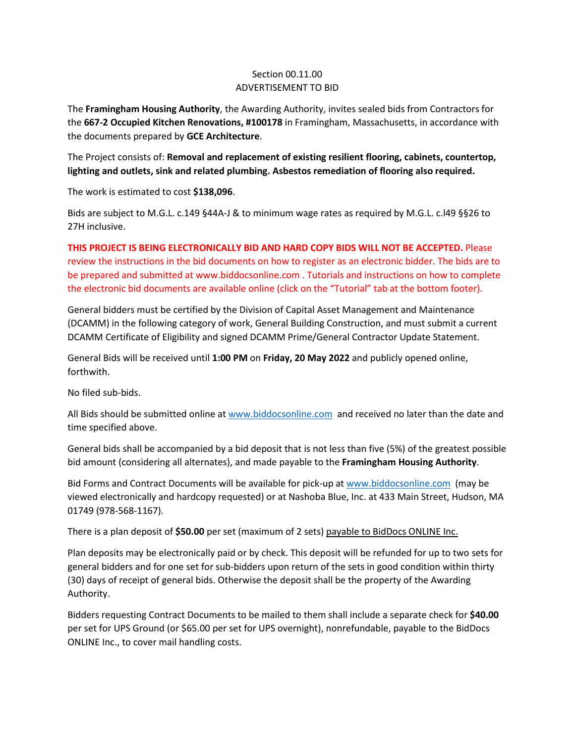Section 00.11.00
ADVERTISEMENT TO BID

The **Framingham Housing Authority**, the Awarding Authority, invites sealed bids from Contractors for the **667-2 Occupied Kitchen Renovations, #100178** in Framingham, Massachusetts, in accordance with the documents prepared by **GCE Architecture**.

The Project consists of: **Removal and replacement of existing resilient flooring, cabinets, countertop, lighting and outlets, sink and related plumbing. Asbestos remediation of flooring also required.**

The work is estimated to cost **$138,096**.

Bids are subject to M.G.L. c.149 §44A-J & to minimum wage rates as required by M.G.L. c.l49 §§26 to 27H inclusive.

**THIS PROJECT IS BEING ELECTRONICALLY BID AND HARD COPY BIDS WILL NOT BE ACCEPTED.** Please review the instructions in the bid documents on how to register as an electronic bidder. The bids are to be prepared and submitted at www.biddocsonline.com . Tutorials and instructions on how to complete the electronic bid documents are available online (click on the "Tutorial" tab at the bottom footer).

General bidders must be certified by the Division of Capital Asset Management and Maintenance (DCAMM) in the following category of work, General Building Construction, and must submit a current DCAMM Certificate of Eligibility and signed DCAMM Prime/General Contractor Update Statement.

General Bids will be received until **1:00 PM** on **Friday, 20 May 2022** and publicly opened online, forthwith.

No filed sub-bids.

All Bids should be submitted online at www.biddocsonline.com and received no later than the date and time specified above.

General bids shall be accompanied by a bid deposit that is not less than five (5%) of the greatest possible bid amount (considering all alternates), and made payable to the **Framingham Housing Authority**.

Bid Forms and Contract Documents will be available for pick-up at www.biddocsonline.com (may be viewed electronically and hardcopy requested) or at Nashoba Blue, Inc. at 433 Main Street, Hudson, MA 01749 (978-568-1167).

There is a plan deposit of **$50.00** per set (maximum of 2 sets) payable to BidDocs ONLINE Inc.

Plan deposits may be electronically paid or by check. This deposit will be refunded for up to two sets for general bidders and for one set for sub-bidders upon return of the sets in good condition within thirty (30) days of receipt of general bids. Otherwise the deposit shall be the property of the Awarding Authority.

Bidders requesting Contract Documents to be mailed to them shall include a separate check for **$40.00** per set for UPS Ground (or $65.00 per set for UPS overnight), nonrefundable, payable to the BidDocs ONLINE Inc., to cover mail handling costs.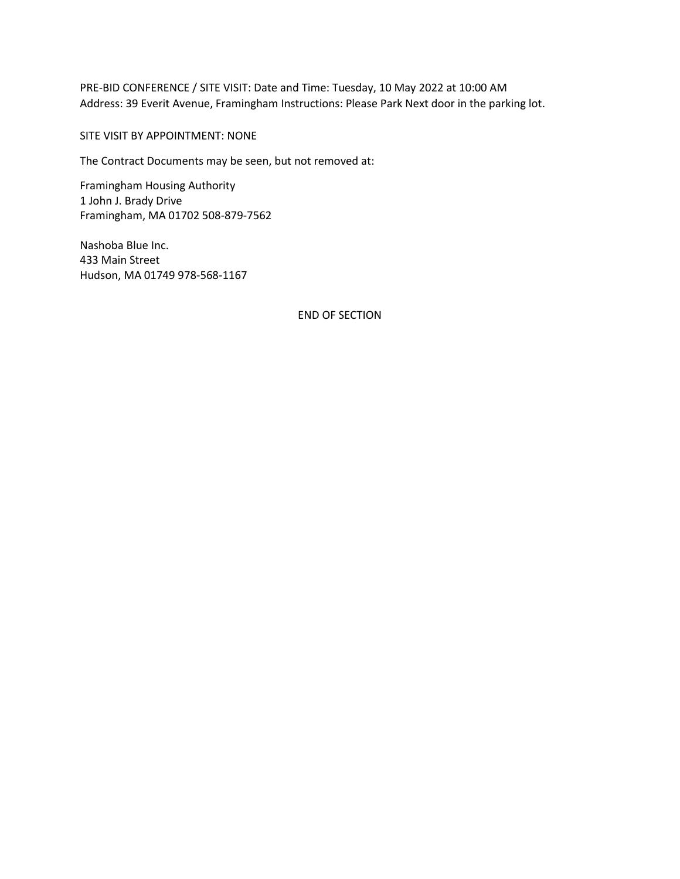PRE-BID CONFERENCE / SITE VISIT: Date and Time: Tuesday, 10 May 2022 at 10:00 AM
Address: 39 Everit Avenue, Framingham Instructions: Please Park Next door in the parking lot.

SITE VISIT BY APPOINTMENT: NONE

The Contract Documents may be seen, but not removed at:

Framingham Housing Authority
1 John J. Brady Drive
Framingham, MA 01702 508-879-7562

Nashoba Blue Inc.
433 Main Street
Hudson, MA 01749 978-568-1167

END OF SECTION